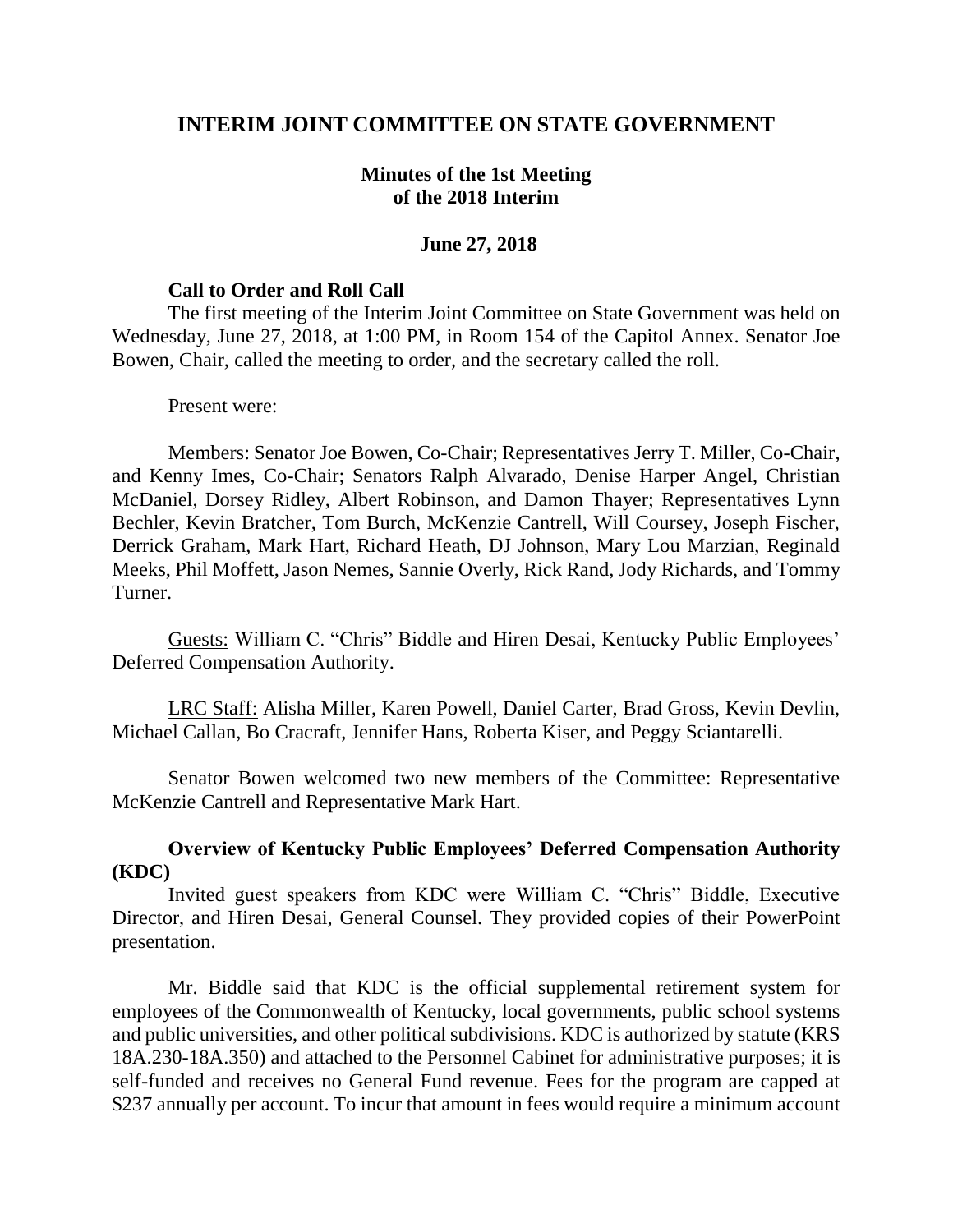# INTERIM JOINT COMMITTEE ON STATE GOVERNMENT

## Minutes of the 1st Meeting of the 2018 Interim

### June 27, 2018

**Call to Order and Roll Call**

The first meeting of the Interim Joint Committee on State Government was held on Wednesday, June 27, 2018, at 1:00 PM, in Room 154 of the Capitol Annex. Senator Joe Bowen, Chair, called the meeting to order, and the secretary called the roll.

Present were:

Members: Senator Joe Bowen, Co-Chair; Representatives Jerry T. Miller, Co-Chair, and Kenny Imes, Co-Chair; Senators Ralph Alvarado, Denise Harper Angel, Christian McDaniel, Dorsey Ridley, Albert Robinson, and Damon Thayer; Representatives Lynn Bechler, Kevin Bratcher, Tom Burch, McKenzie Cantrell, Will Coursey, Joseph Fischer, Derrick Graham, Mark Hart, Richard Heath, DJ Johnson, Mary Lou Marzian, Reginald Meeks, Phil Moffett, Jason Nemes, Sannie Overly, Rick Rand, Jody Richards, and Tommy Turner.

Guests: William C. "Chris" Biddle and Hiren Desai, Kentucky Public Employees' Deferred Compensation Authority.

LRC Staff: Alisha Miller, Karen Powell, Daniel Carter, Brad Gross, Kevin Devlin, Michael Callan, Bo Cracraft, Jennifer Hans, Roberta Kiser, and Peggy Sciantarelli.

Senator Bowen welcomed two new members of the Committee: Representative McKenzie Cantrell and Representative Mark Hart.

**Overview of Kentucky Public Employees' Deferred Compensation Authority (KDC)**

Invited guest speakers from KDC were William C. "Chris" Biddle, Executive Director, and Hiren Desai, General Counsel. They provided copies of their PowerPoint presentation.

Mr. Biddle said that KDC is the official supplemental retirement system for employees of the Commonwealth of Kentucky, local governments, public school systems and public universities, and other political subdivisions. KDC is authorized by statute (KRS 18A.230-18A.350) and attached to the Personnel Cabinet for administrative purposes; it is self-funded and receives no General Fund revenue. Fees for the program are capped at $237 annually per account. To incur that amount in fees would require a minimum account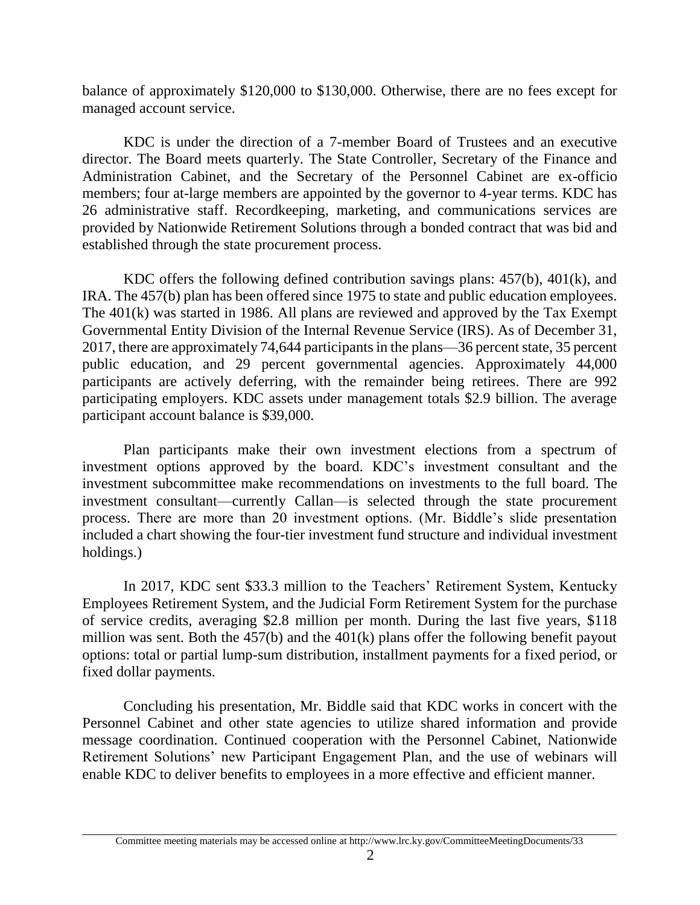balance of approximately $120,000 to $130,000. Otherwise, there are no fees except for managed account service.

KDC is under the direction of a 7-member Board of Trustees and an executive director. The Board meets quarterly. The State Controller, Secretary of the Finance and Administration Cabinet, and the Secretary of the Personnel Cabinet are ex-officio members; four at-large members are appointed by the governor to 4-year terms. KDC has 26 administrative staff. Recordkeeping, marketing, and communications services are provided by Nationwide Retirement Solutions through a bonded contract that was bid and established through the state procurement process.

KDC offers the following defined contribution savings plans: 457(b), 401(k), and IRA. The 457(b) plan has been offered since 1975 to state and public education employees. The 401(k) was started in 1986. All plans are reviewed and approved by the Tax Exempt Governmental Entity Division of the Internal Revenue Service (IRS). As of December 31, 2017, there are approximately 74,644 participants in the plans—36 percent state, 35 percent public education, and 29 percent governmental agencies. Approximately 44,000 participants are actively deferring, with the remainder being retirees. There are 992 participating employers. KDC assets under management totals $2.9 billion. The average participant account balance is $39,000.

Plan participants make their own investment elections from a spectrum of investment options approved by the board. KDC's investment consultant and the investment subcommittee make recommendations on investments to the full board. The investment consultant—currently Callan—is selected through the state procurement process. There are more than 20 investment options. (Mr. Biddle's slide presentation included a chart showing the four-tier investment fund structure and individual investment holdings.)

In 2017, KDC sent $33.3 million to the Teachers' Retirement System, Kentucky Employees Retirement System, and the Judicial Form Retirement System for the purchase of service credits, averaging $2.8 million per month. During the last five years, $118 million was sent. Both the 457(b) and the 401(k) plans offer the following benefit payout options: total or partial lump-sum distribution, installment payments for a fixed period, or fixed dollar payments.

Concluding his presentation, Mr. Biddle said that KDC works in concert with the Personnel Cabinet and other state agencies to utilize shared information and provide message coordination. Continued cooperation with the Personnel Cabinet, Nationwide Retirement Solutions' new Participant Engagement Plan, and the use of webinars will enable KDC to deliver benefits to employees in a more effective and efficient manner.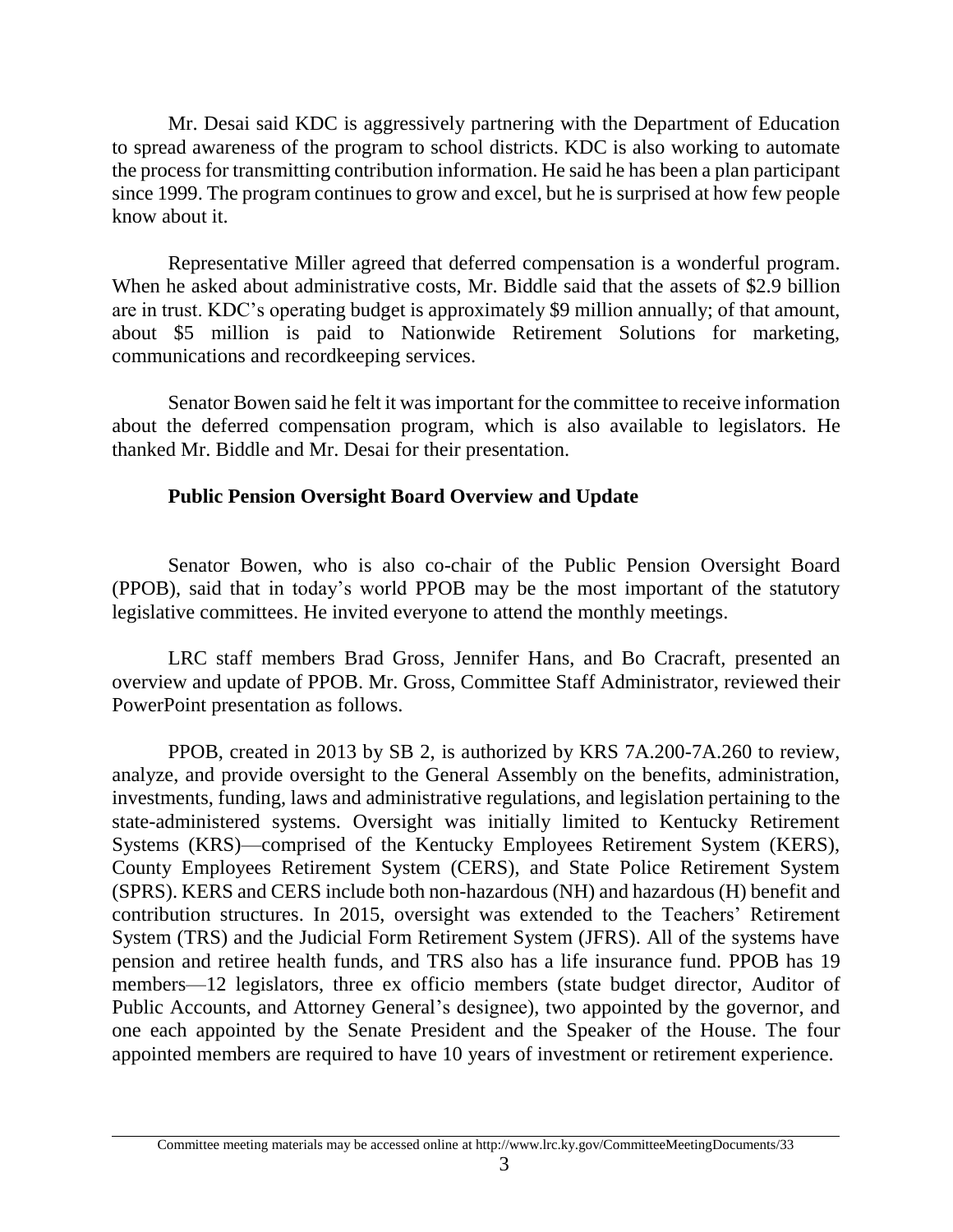Mr. Desai said KDC is aggressively partnering with the Department of Education to spread awareness of the program to school districts. KDC is also working to automate the process for transmitting contribution information. He said he has been a plan participant since 1999. The program continues to grow and excel, but he is surprised at how few people know about it.

Representative Miller agreed that deferred compensation is a wonderful program. When he asked about administrative costs, Mr. Biddle said that the assets of $2.9 billion are in trust. KDC's operating budget is approximately $9 million annually; of that amount, about $5 million is paid to Nationwide Retirement Solutions for marketing, communications and recordkeeping services.

Senator Bowen said he felt it was important for the committee to receive information about the deferred compensation program, which is also available to legislators. He thanked Mr. Biddle and Mr. Desai for their presentation.

**Public Pension Oversight Board Overview and Update**

Senator Bowen, who is also co-chair of the Public Pension Oversight Board (PPOB), said that in today's world PPOB may be the most important of the statutory legislative committees. He invited everyone to attend the monthly meetings.

LRC staff members Brad Gross, Jennifer Hans, and Bo Cracraft, presented an overview and update of PPOB. Mr. Gross, Committee Staff Administrator, reviewed their PowerPoint presentation as follows.

PPOB, created in 2013 by SB 2, is authorized by KRS 7A.200-7A.260 to review, analyze, and provide oversight to the General Assembly on the benefits, administration, investments, funding, laws and administrative regulations, and legislation pertaining to the state-administered systems. Oversight was initially limited to Kentucky Retirement Systems (KRS)—comprised of the Kentucky Employees Retirement System (KERS), County Employees Retirement System (CERS), and State Police Retirement System (SPRS). KERS and CERS include both non-hazardous (NH) and hazardous (H) benefit and contribution structures. In 2015, oversight was extended to the Teachers' Retirement System (TRS) and the Judicial Form Retirement System (JFRS). All of the systems have pension and retiree health funds, and TRS also has a life insurance fund. PPOB has 19 members—12 legislators, three ex officio members (state budget director, Auditor of Public Accounts, and Attorney General's designee), two appointed by the governor, and one each appointed by the Senate President and the Speaker of the House. The four appointed members are required to have 10 years of investment or retirement experience.

Committee meeting materials may be accessed online at http://www.lrc.ky.gov/CommitteeMeetingDocuments/33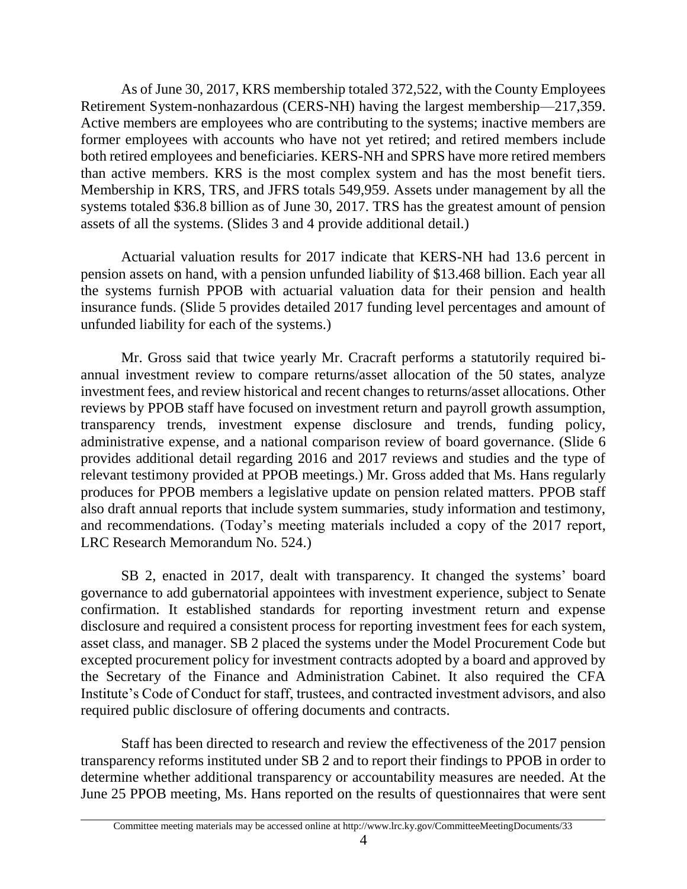As of June 30, 2017, KRS membership totaled 372,522, with the County Employees Retirement System-nonhazardous (CERS-NH) having the largest membership—217,359. Active members are employees who are contributing to the systems; inactive members are former employees with accounts who have not yet retired; and retired members include both retired employees and beneficiaries. KERS-NH and SPRS have more retired members than active members. KRS is the most complex system and has the most benefit tiers. Membership in KRS, TRS, and JFRS totals 549,959. Assets under management by all the systems totaled $36.8 billion as of June 30, 2017. TRS has the greatest amount of pension assets of all the systems. (Slides 3 and 4 provide additional detail.)

Actuarial valuation results for 2017 indicate that KERS-NH had 13.6 percent in pension assets on hand, with a pension unfunded liability of $13.468 billion. Each year all the systems furnish PPOB with actuarial valuation data for their pension and health insurance funds. (Slide 5 provides detailed 2017 funding level percentages and amount of unfunded liability for each of the systems.)

Mr. Gross said that twice yearly Mr. Cracraft performs a statutorily required bi-annual investment review to compare returns/asset allocation of the 50 states, analyze investment fees, and review historical and recent changes to returns/asset allocations. Other reviews by PPOB staff have focused on investment return and payroll growth assumption, transparency trends, investment expense disclosure and trends, funding policy, administrative expense, and a national comparison review of board governance. (Slide 6 provides additional detail regarding 2016 and 2017 reviews and studies and the type of relevant testimony provided at PPOB meetings.) Mr. Gross added that Ms. Hans regularly produces for PPOB members a legislative update on pension related matters. PPOB staff also draft annual reports that include system summaries, study information and testimony, and recommendations. (Today's meeting materials included a copy of the 2017 report, LRC Research Memorandum No. 524.)

SB 2, enacted in 2017, dealt with transparency. It changed the systems' board governance to add gubernatorial appointees with investment experience, subject to Senate confirmation. It established standards for reporting investment return and expense disclosure and required a consistent process for reporting investment fees for each system, asset class, and manager. SB 2 placed the systems under the Model Procurement Code but excepted procurement policy for investment contracts adopted by a board and approved by the Secretary of the Finance and Administration Cabinet. It also required the CFA Institute's Code of Conduct for staff, trustees, and contracted investment advisors, and also required public disclosure of offering documents and contracts.

Staff has been directed to research and review the effectiveness of the 2017 pension transparency reforms instituted under SB 2 and to report their findings to PPOB in order to determine whether additional transparency or accountability measures are needed. At the June 25 PPOB meeting, Ms. Hans reported on the results of questionnaires that were sent

Committee meeting materials may be accessed online at http://www.lrc.ky.gov/CommitteeMeetingDocuments/33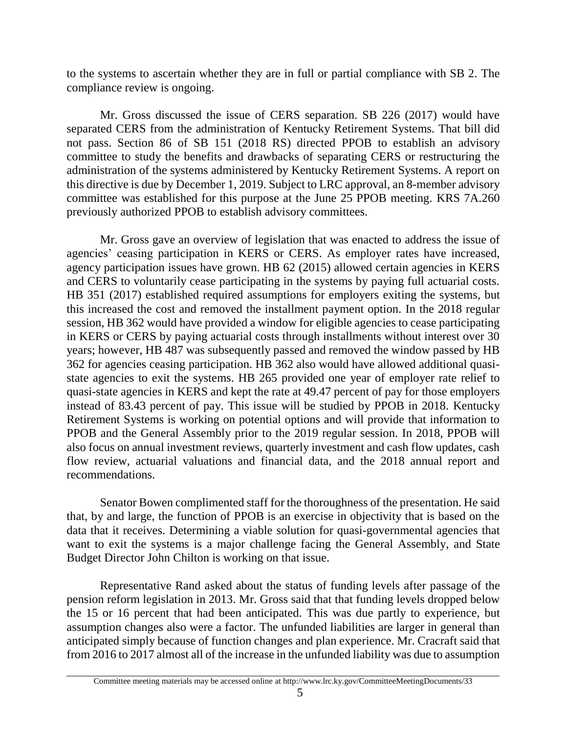to the systems to ascertain whether they are in full or partial compliance with SB 2. The compliance review is ongoing.

Mr. Gross discussed the issue of CERS separation. SB 226 (2017) would have separated CERS from the administration of Kentucky Retirement Systems. That bill did not pass. Section 86 of SB 151 (2018 RS) directed PPOB to establish an advisory committee to study the benefits and drawbacks of separating CERS or restructuring the administration of the systems administered by Kentucky Retirement Systems. A report on this directive is due by December 1, 2019. Subject to LRC approval, an 8-member advisory committee was established for this purpose at the June 25 PPOB meeting. KRS 7A.260 previously authorized PPOB to establish advisory committees.

Mr. Gross gave an overview of legislation that was enacted to address the issue of agencies' ceasing participation in KERS or CERS. As employer rates have increased, agency participation issues have grown. HB 62 (2015) allowed certain agencies in KERS and CERS to voluntarily cease participating in the systems by paying full actuarial costs. HB 351 (2017) established required assumptions for employers exiting the systems, but this increased the cost and removed the installment payment option. In the 2018 regular session, HB 362 would have provided a window for eligible agencies to cease participating in KERS or CERS by paying actuarial costs through installments without interest over 30 years; however, HB 487 was subsequently passed and removed the window passed by HB 362 for agencies ceasing participation. HB 362 also would have allowed additional quasi-state agencies to exit the systems. HB 265 provided one year of employer rate relief to quasi-state agencies in KERS and kept the rate at 49.47 percent of pay for those employers instead of 83.43 percent of pay. This issue will be studied by PPOB in 2018. Kentucky Retirement Systems is working on potential options and will provide that information to PPOB and the General Assembly prior to the 2019 regular session. In 2018, PPOB will also focus on annual investment reviews, quarterly investment and cash flow updates, cash flow review, actuarial valuations and financial data, and the 2018 annual report and recommendations.

Senator Bowen complimented staff for the thoroughness of the presentation. He said that, by and large, the function of PPOB is an exercise in objectivity that is based on the data that it receives. Determining a viable solution for quasi-governmental agencies that want to exit the systems is a major challenge facing the General Assembly, and State Budget Director John Chilton is working on that issue.

Representative Rand asked about the status of funding levels after passage of the pension reform legislation in 2013. Mr. Gross said that that funding levels dropped below the 15 or 16 percent that had been anticipated. This was due partly to experience, but assumption changes also were a factor. The unfunded liabilities are larger in general than anticipated simply because of function changes and plan experience. Mr. Cracraft said that from 2016 to 2017 almost all of the increase in the unfunded liability was due to assumption

Committee meeting materials may be accessed online at http://www.lrc.ky.gov/CommitteeMeetingDocuments/33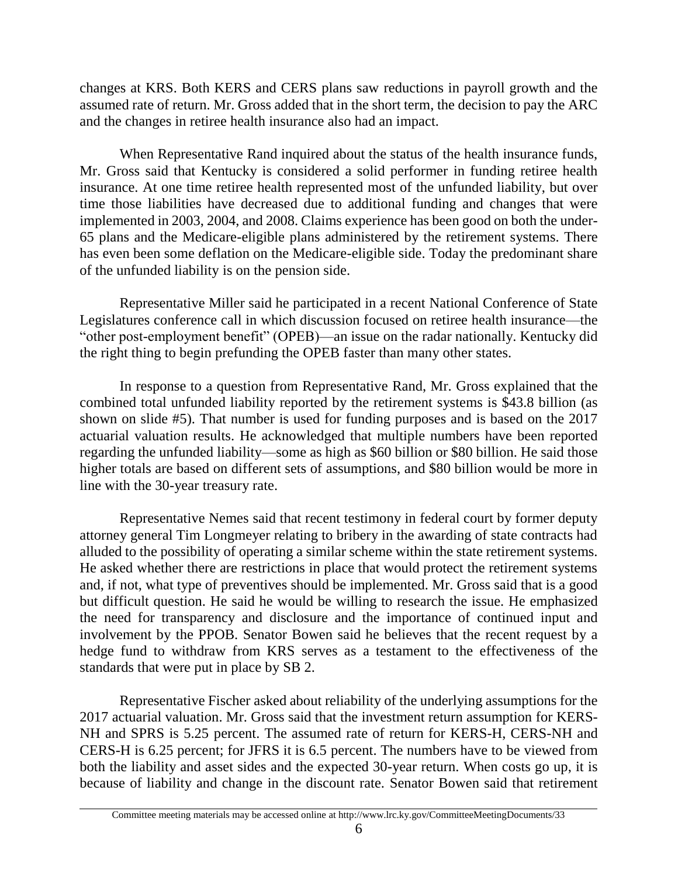changes at KRS. Both KERS and CERS plans saw reductions in payroll growth and the assumed rate of return. Mr. Gross added that in the short term, the decision to pay the ARC and the changes in retiree health insurance also had an impact.

When Representative Rand inquired about the status of the health insurance funds, Mr. Gross said that Kentucky is considered a solid performer in funding retiree health insurance. At one time retiree health represented most of the unfunded liability, but over time those liabilities have decreased due to additional funding and changes that were implemented in 2003, 2004, and 2008. Claims experience has been good on both the under-65 plans and the Medicare-eligible plans administered by the retirement systems. There has even been some deflation on the Medicare-eligible side. Today the predominant share of the unfunded liability is on the pension side.

Representative Miller said he participated in a recent National Conference of State Legislatures conference call in which discussion focused on retiree health insurance—the "other post-employment benefit" (OPEB)—an issue on the radar nationally. Kentucky did the right thing to begin prefunding the OPEB faster than many other states.

In response to a question from Representative Rand, Mr. Gross explained that the combined total unfunded liability reported by the retirement systems is $43.8 billion (as shown on slide #5). That number is used for funding purposes and is based on the 2017 actuarial valuation results. He acknowledged that multiple numbers have been reported regarding the unfunded liability—some as high as $60 billion or $80 billion. He said those higher totals are based on different sets of assumptions, and $80 billion would be more in line with the 30-year treasury rate.

Representative Nemes said that recent testimony in federal court by former deputy attorney general Tim Longmeyer relating to bribery in the awarding of state contracts had alluded to the possibility of operating a similar scheme within the state retirement systems. He asked whether there are restrictions in place that would protect the retirement systems and, if not, what type of preventives should be implemented. Mr. Gross said that is a good but difficult question. He said he would be willing to research the issue. He emphasized the need for transparency and disclosure and the importance of continued input and involvement by the PPOB. Senator Bowen said he believes that the recent request by a hedge fund to withdraw from KRS serves as a testament to the effectiveness of the standards that were put in place by SB 2.

Representative Fischer asked about reliability of the underlying assumptions for the 2017 actuarial valuation. Mr. Gross said that the investment return assumption for KERS-NH and SPRS is 5.25 percent. The assumed rate of return for KERS-H, CERS-NH and CERS-H is 6.25 percent; for JFRS it is 6.5 percent. The numbers have to be viewed from both the liability and asset sides and the expected 30-year return. When costs go up, it is because of liability and change in the discount rate. Senator Bowen said that retirement

Committee meeting materials may be accessed online at http://www.lrc.ky.gov/CommitteeMeetingDocuments/33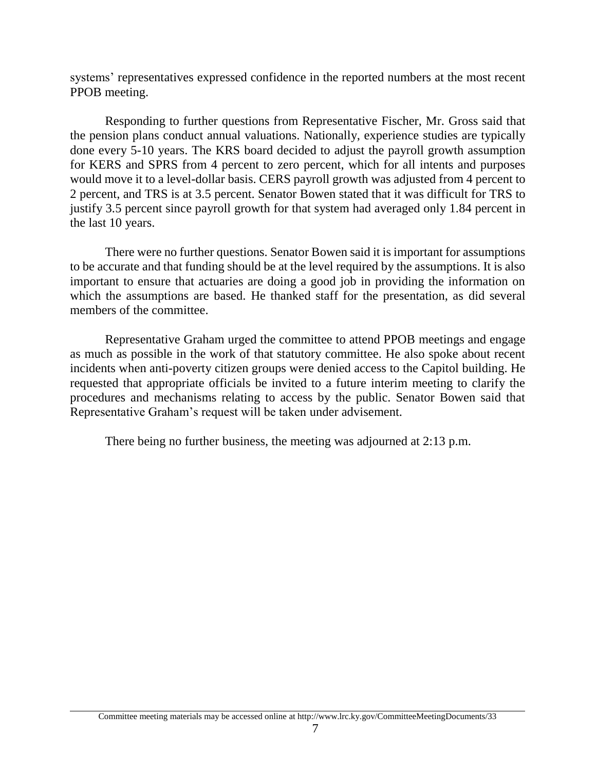systems' representatives expressed confidence in the reported numbers at the most recent PPOB meeting.

Responding to further questions from Representative Fischer, Mr. Gross said that the pension plans conduct annual valuations. Nationally, experience studies are typically done every 5-10 years. The KRS board decided to adjust the payroll growth assumption for KERS and SPRS from 4 percent to zero percent, which for all intents and purposes would move it to a level-dollar basis. CERS payroll growth was adjusted from 4 percent to 2 percent, and TRS is at 3.5 percent. Senator Bowen stated that it was difficult for TRS to justify 3.5 percent since payroll growth for that system had averaged only 1.84 percent in the last 10 years.

There were no further questions. Senator Bowen said it is important for assumptions to be accurate and that funding should be at the level required by the assumptions. It is also important to ensure that actuaries are doing a good job in providing the information on which the assumptions are based. He thanked staff for the presentation, as did several members of the committee.

Representative Graham urged the committee to attend PPOB meetings and engage as much as possible in the work of that statutory committee. He also spoke about recent incidents when anti-poverty citizen groups were denied access to the Capitol building. He requested that appropriate officials be invited to a future interim meeting to clarify the procedures and mechanisms relating to access by the public. Senator Bowen said that Representative Graham's request will be taken under advisement.

There being no further business, the meeting was adjourned at 2:13 p.m.

Committee meeting materials may be accessed online at http://www.lrc.ky.gov/CommitteeMeetingDocuments/33